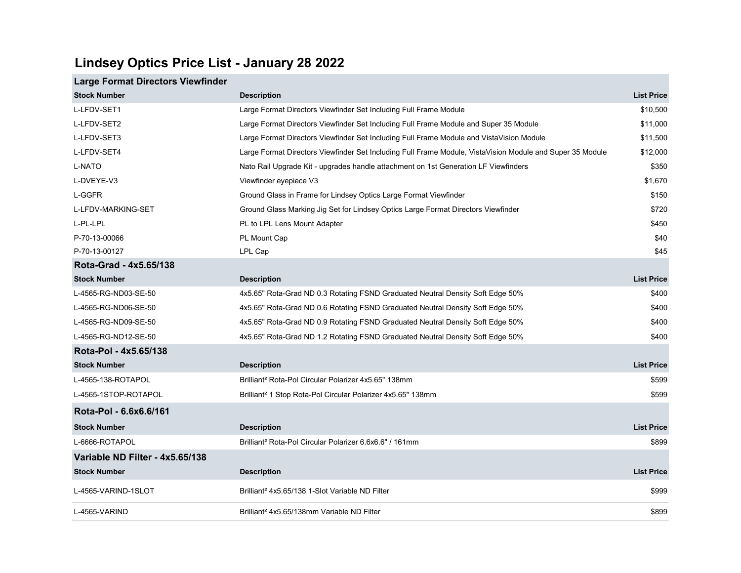# Lindsey Optics Price List - January 28 2022

## Large Format Directors Viewfinder

| Stock Number | Description | List Price |
|---|---|---|
| L-LFDV-SET1 | Large Format Directors Viewfinder Set Including Full Frame Module | $10,500 |
| L-LFDV-SET2 | Large Format Directors Viewfinder Set Including Full Frame Module and Super 35 Module | $11,000 |
| L-LFDV-SET3 | Large Format Directors Viewfinder Set Including Full Frame Module and VistaVision Module | $11,500 |
| L-LFDV-SET4 | Large Format Directors Viewfinder Set Including Full Frame Module, VistaVision Module and Super 35 Module | $12,000 |
| L-NATO | Nato Rail Upgrade Kit - upgrades handle attachment on 1st Generation LF Viewfinders | $350 |
| L-DVEYE-V3 | Viewfinder eyepiece V3 | $1,670 |
| L-GGFR | Ground Glass in Frame for Lindsey Optics Large Format Viewfinder | $150 |
| L-LFDV-MARKING-SET | Ground Glass Marking Jig Set for Lindsey Optics Large Format Directors Viewfinder | $720 |
| L-PL-LPL | PL to LPL Lens Mount Adapter | $450 |
| P-70-13-00066 | PL Mount Cap | $40 |
| P-70-13-00127 | LPL Cap | $45 |

## Rota-Grad - 4x5.65/138

| Stock Number | Description | List Price |
|---|---|---|
| L-4565-RG-ND03-SE-50 | 4x5.65" Rota-Grad ND 0.3 Rotating FSND Graduated Neutral Density Soft Edge 50% | $400 |
| L-4565-RG-ND06-SE-50 | 4x5.65" Rota-Grad ND 0.6 Rotating FSND Graduated Neutral Density Soft Edge 50% | $400 |
| L-4565-RG-ND09-SE-50 | 4x5.65" Rota-Grad ND 0.9 Rotating FSND Graduated Neutral Density Soft Edge 50% | $400 |
| L-4565-RG-ND12-SE-50 | 4x5.65" Rota-Grad ND 1.2 Rotating FSND Graduated Neutral Density Soft Edge 50% | $400 |

## Rota-Pol - 4x5.65/138

| Stock Number | Description | List Price |
|---|---|---|
| L-4565-138-ROTAPOL | Brilliant² Rota-Pol Circular Polarizer 4x5.65" 138mm | $599 |
| L-4565-1STOP-ROTAPOL | Brilliant² 1 Stop Rota-Pol Circular Polarizer 4x5.65" 138mm | $599 |

## Rota-Pol - 6.6x6.6/161

| Stock Number | Description | List Price |
|---|---|---|
| L-6666-ROTAPOL | Brilliant² Rota-Pol Circular Polarizer 6.6x6.6" / 161mm | $899 |

## Variable ND Filter - 4x5.65/138

| Stock Number | Description | List Price |
|---|---|---|
| L-4565-VARIND-1SLOT | Brilliant² 4x5.65/138 1-Slot Variable ND Filter | $999 |
| L-4565-VARIND | Brilliant² 4x5.65/138mm Variable ND Filter | $899 |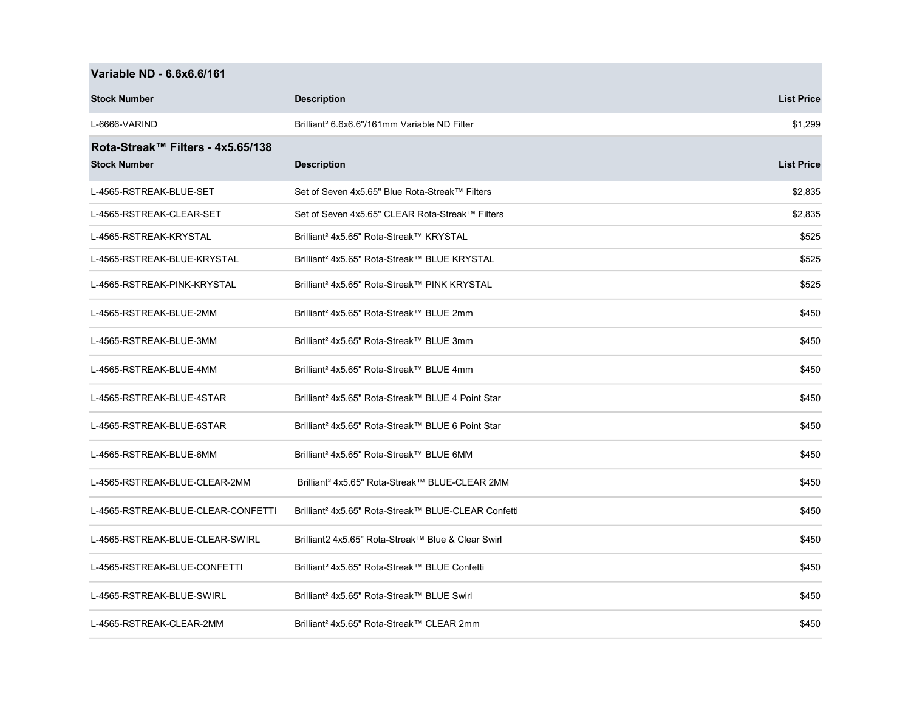## Variable ND - 6.6x6.6/161

| Stock Number | Description | List Price |
|---|---|---|
| L-6666-VARIND | Brilliant² 6.6x6.6"/161mm Variable ND Filter | $1,299 |

## Rota-Streak™ Filters - 4x5.65/138

| Stock Number | Description | List Price |
|---|---|---|
| L-4565-RSTREAK-BLUE-SET | Set of Seven 4x5.65" Blue Rota-Streak™ Filters | $2,835 |
| L-4565-RSTREAK-CLEAR-SET | Set of Seven 4x5.65" CLEAR Rota-Streak™ Filters | $2,835 |
| L-4565-RSTREAK-KRYSTAL | Brilliant² 4x5.65" Rota-Streak™ KRYSTAL | $525 |
| L-4565-RSTREAK-BLUE-KRYSTAL | Brilliant² 4x5.65" Rota-Streak™ BLUE KRYSTAL | $525 |
| L-4565-RSTREAK-PINK-KRYSTAL | Brilliant² 4x5.65" Rota-Streak™ PINK KRYSTAL | $525 |
| L-4565-RSTREAK-BLUE-2MM | Brilliant² 4x5.65" Rota-Streak™ BLUE 2mm | $450 |
| L-4565-RSTREAK-BLUE-3MM | Brilliant² 4x5.65" Rota-Streak™ BLUE 3mm | $450 |
| L-4565-RSTREAK-BLUE-4MM | Brilliant² 4x5.65" Rota-Streak™ BLUE 4mm | $450 |
| L-4565-RSTREAK-BLUE-4STAR | Brilliant² 4x5.65" Rota-Streak™ BLUE 4 Point Star | $450 |
| L-4565-RSTREAK-BLUE-6STAR | Brilliant² 4x5.65" Rota-Streak™ BLUE 6 Point Star | $450 |
| L-4565-RSTREAK-BLUE-6MM | Brilliant² 4x5.65" Rota-Streak™ BLUE 6MM | $450 |
| L-4565-RSTREAK-BLUE-CLEAR-2MM | Brilliant² 4x5.65" Rota-Streak™ BLUE-CLEAR 2MM | $450 |
| L-4565-RSTREAK-BLUE-CLEAR-CONFETTI | Brilliant² 4x5.65" Rota-Streak™ BLUE-CLEAR Confetti | $450 |
| L-4565-RSTREAK-BLUE-CLEAR-SWIRL | Brilliant2 4x5.65" Rota-Streak™ Blue & Clear Swirl | $450 |
| L-4565-RSTREAK-BLUE-CONFETTI | Brilliant² 4x5.65" Rota-Streak™ BLUE Confetti | $450 |
| L-4565-RSTREAK-BLUE-SWIRL | Brilliant² 4x5.65" Rota-Streak™ BLUE Swirl | $450 |
| L-4565-RSTREAK-CLEAR-2MM | Brilliant² 4x5.65" Rota-Streak™ CLEAR 2mm | $450 |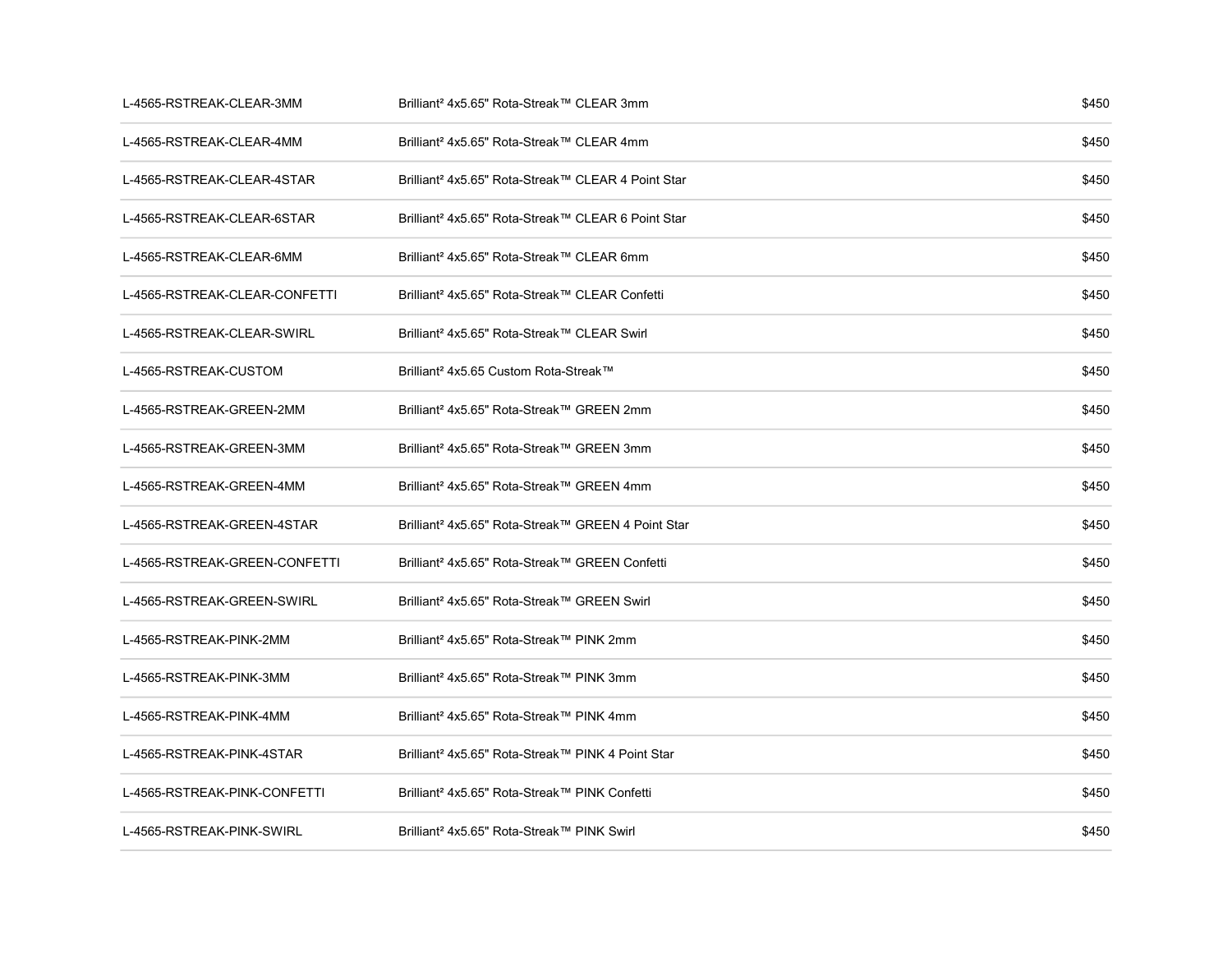| | | |
|---|---|---|
| L-4565-RSTREAK-CLEAR-3MM | Brilliant$^{2}$ 4x5.65" Rota-Streak™ CLEAR 3mm | $450 |
| L-4565-RSTREAK-CLEAR-4MM | Brilliant$^{2}$ 4x5.65" Rota-Streak™ CLEAR 4mm | $450 |
| L-4565-RSTREAK-CLEAR-4STAR | Brilliant$^{2}$ 4x5.65" Rota-Streak™ CLEAR 4 Point Star | $450 |
| L-4565-RSTREAK-CLEAR-6STAR | Brilliant$^{2}$ 4x5.65" Rota-Streak™ CLEAR 6 Point Star | $450 |
| L-4565-RSTREAK-CLEAR-6MM | Brilliant$^{2}$ 4x5.65" Rota-Streak™ CLEAR 6mm | $450 |
| L-4565-RSTREAK-CLEAR-CONFETTI | Brilliant$^{2}$ 4x5.65" Rota-Streak™ CLEAR Confetti | $450 |
| L-4565-RSTREAK-CLEAR-SWIRL | Brilliant$^{2}$ 4x5.65" Rota-Streak™ CLEAR Swirl | $450 |
| L-4565-RSTREAK-CUSTOM | Brilliant$^{2}$ 4x5.65 Custom Rota-Streak™ | $450 |
| L-4565-RSTREAK-GREEN-2MM | Brilliant$^{2}$ 4x5.65" Rota-Streak™ GREEN 2mm | $450 |
| L-4565-RSTREAK-GREEN-3MM | Brilliant$^{2}$ 4x5.65" Rota-Streak™ GREEN 3mm | $450 |
| L-4565-RSTREAK-GREEN-4MM | Brilliant$^{2}$ 4x5.65" Rota-Streak™ GREEN 4mm | $450 |
| L-4565-RSTREAK-GREEN-4STAR | Brilliant$^{2}$ 4x5.65" Rota-Streak™ GREEN 4 Point Star | $450 |
| L-4565-RSTREAK-GREEN-CONFETTI | Brilliant$^{2}$ 4x5.65" Rota-Streak™ GREEN Confetti | $450 |
| L-4565-RSTREAK-GREEN-SWIRL | Brilliant$^{2}$ 4x5.65" Rota-Streak™ GREEN Swirl | $450 |
| L-4565-RSTREAK-PINK-2MM | Brilliant$^{2}$ 4x5.65" Rota-Streak™ PINK 2mm | $450 |
| L-4565-RSTREAK-PINK-3MM | Brilliant$^{2}$ 4x5.65" Rota-Streak™ PINK 3mm | $450 |
| L-4565-RSTREAK-PINK-4MM | Brilliant$^{2}$ 4x5.65" Rota-Streak™ PINK 4mm | $450 |
| L-4565-RSTREAK-PINK-4STAR | Brilliant$^{2}$ 4x5.65" Rota-Streak™ PINK 4 Point Star | $450 |
| L-4565-RSTREAK-PINK-CONFETTI | Brilliant$^{2}$ 4x5.65" Rota-Streak™ PINK Confetti | $450 |
| L-4565-RSTREAK-PINK-SWIRL | Brilliant$^{2}$ 4x5.65" Rota-Streak™ PINK Swirl | $450 |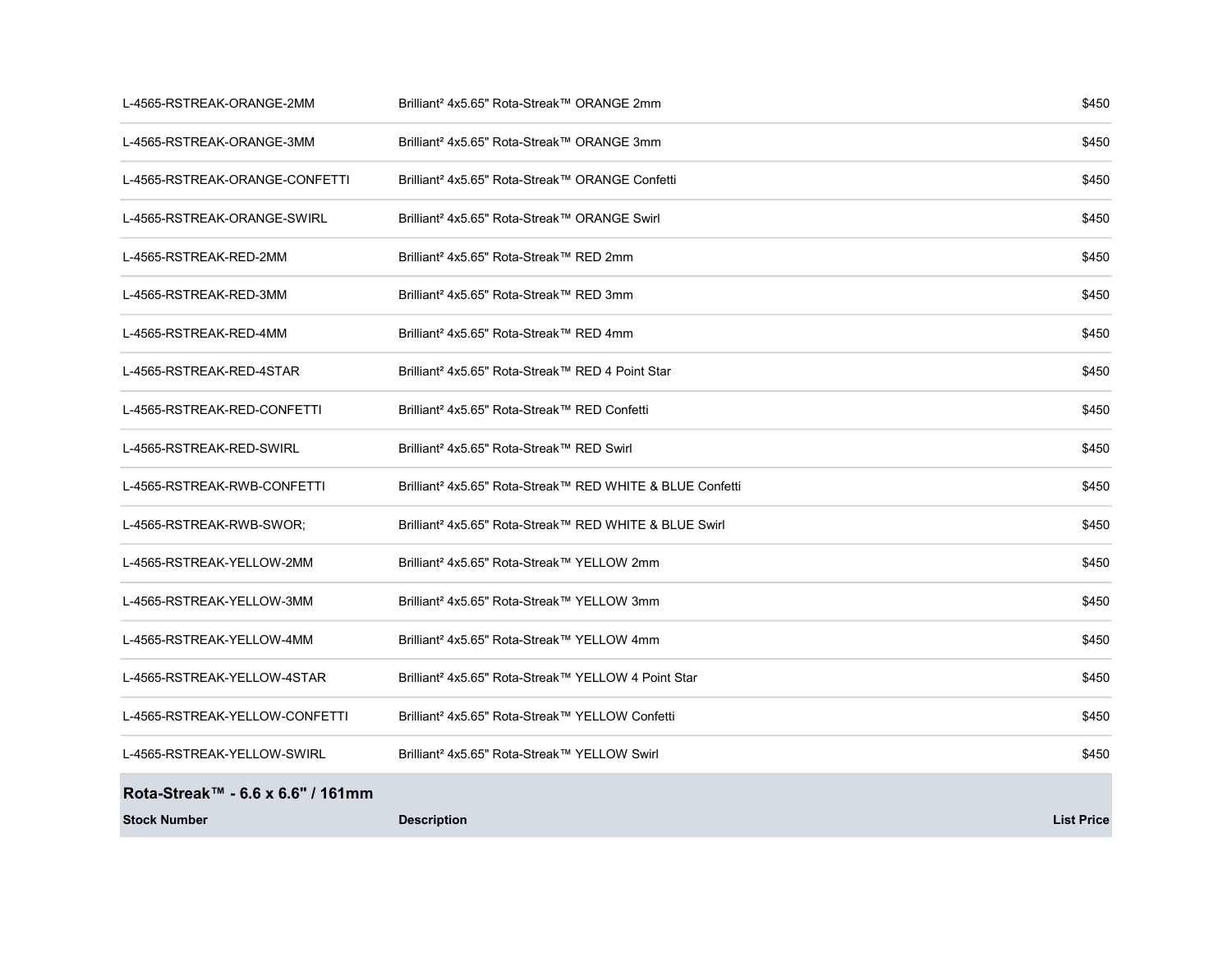| L-4565-RSTREAK-ORANGE-2MM | Brilliant² 4x5.65" Rota-Streak™ ORANGE 2mm | $450 |
|---|---|---|
| L-4565-RSTREAK-ORANGE-3MM | Brilliant² 4x5.65" Rota-Streak™ ORANGE 3mm | $450 |
| L-4565-RSTREAK-ORANGE-CONFETTI | Brilliant² 4x5.65" Rota-Streak™ ORANGE Confetti | $450 |
| L-4565-RSTREAK-ORANGE-SWIRL | Brilliant² 4x5.65" Rota-Streak™ ORANGE Swirl | $450 |
| L-4565-RSTREAK-RED-2MM | Brilliant² 4x5.65" Rota-Streak™ RED 2mm | $450 |
| L-4565-RSTREAK-RED-3MM | Brilliant² 4x5.65" Rota-Streak™ RED 3mm | $450 |
| L-4565-RSTREAK-RED-4MM | Brilliant² 4x5.65" Rota-Streak™ RED 4mm | $450 |
| L-4565-RSTREAK-RED-4STAR | Brilliant² 4x5.65" Rota-Streak™ RED 4 Point Star | $450 |
| L-4565-RSTREAK-RED-CONFETTI | Brilliant² 4x5.65" Rota-Streak™ RED Confetti | $450 |
| L-4565-RSTREAK-RED-SWIRL | Brilliant² 4x5.65" Rota-Streak™ RED Swirl | $450 |
| L-4565-RSTREAK-RWB-CONFETTI | Brilliant² 4x5.65" Rota-Streak™ RED WHITE & BLUE Confetti | $450 |
| L-4565-RSTREAK-RWB-SWOR; | Brilliant² 4x5.65" Rota-Streak™ RED WHITE & BLUE Swirl | $450 |
| L-4565-RSTREAK-YELLOW-2MM | Brilliant² 4x5.65" Rota-Streak™ YELLOW 2mm | $450 |
| L-4565-RSTREAK-YELLOW-3MM | Brilliant² 4x5.65" Rota-Streak™ YELLOW 3mm | $450 |
| L-4565-RSTREAK-YELLOW-4MM | Brilliant² 4x5.65" Rota-Streak™ YELLOW 4mm | $450 |
| L-4565-RSTREAK-YELLOW-4STAR | Brilliant² 4x5.65" Rota-Streak™ YELLOW 4 Point Star | $450 |
| L-4565-RSTREAK-YELLOW-CONFETTI | Brilliant² 4x5.65" Rota-Streak™ YELLOW Confetti | $450 |
| L-4565-RSTREAK-YELLOW-SWIRL | Brilliant² 4x5.65" Rota-Streak™ YELLOW Swirl | $450 |

## Rota-Streak™ - 6.6 x 6.6" / 161mm

| Stock Number | Description | List Price |
|---|---|---|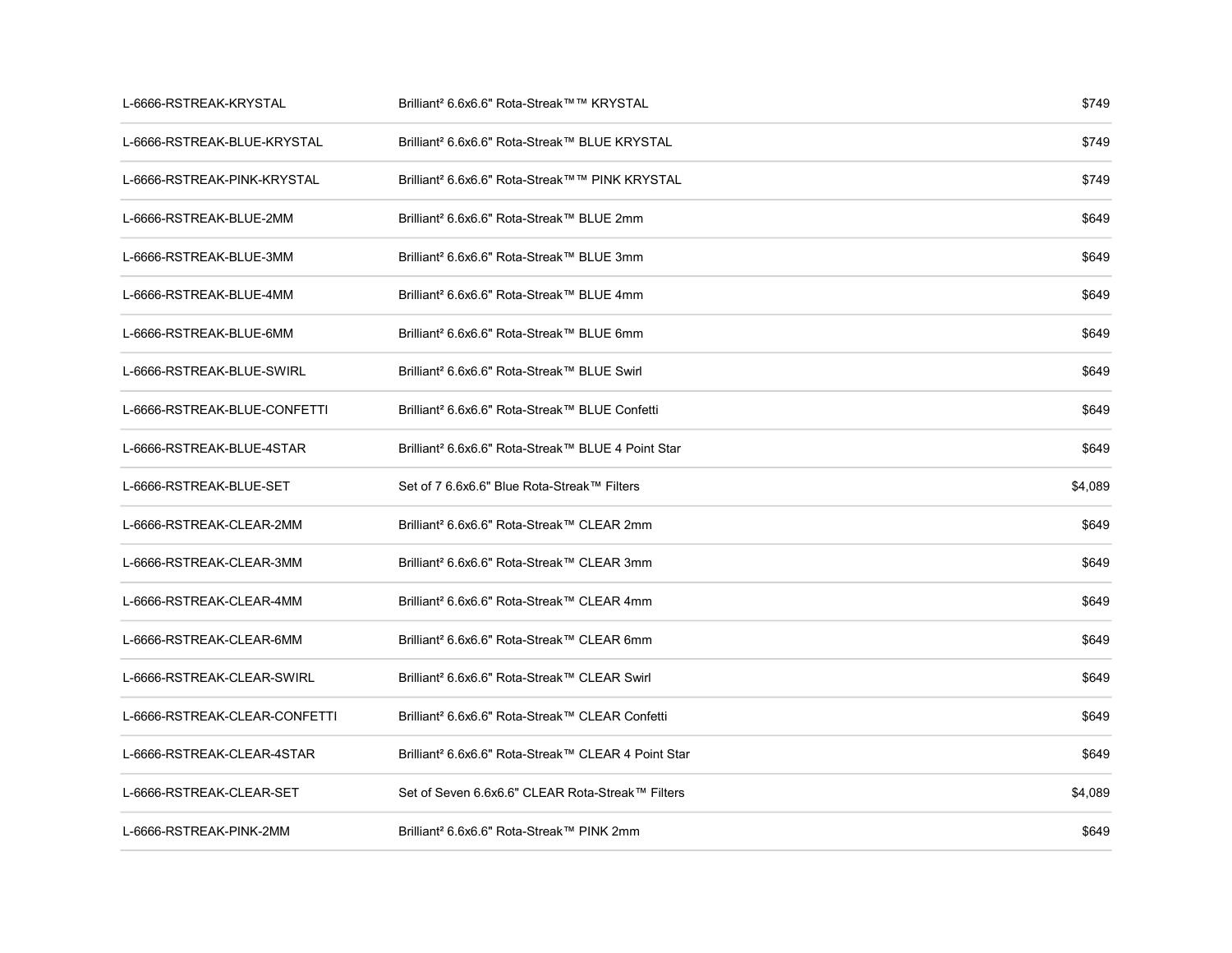| | | |
|---|---|---|
| L-6666-RSTREAK-KRYSTAL | Brilliant² 6.6x6.6" Rota-Streak™™ KRYSTAL | $749 |
| L-6666-RSTREAK-BLUE-KRYSTAL | Brilliant² 6.6x6.6" Rota-Streak™ BLUE KRYSTAL | $749 |
| L-6666-RSTREAK-PINK-KRYSTAL | Brilliant² 6.6x6.6" Rota-Streak™™ PINK KRYSTAL | $749 |
| L-6666-RSTREAK-BLUE-2MM | Brilliant² 6.6x6.6" Rota-Streak™ BLUE 2mm | $649 |
| L-6666-RSTREAK-BLUE-3MM | Brilliant² 6.6x6.6" Rota-Streak™ BLUE 3mm | $649 |
| L-6666-RSTREAK-BLUE-4MM | Brilliant² 6.6x6.6" Rota-Streak™ BLUE 4mm | $649 |
| L-6666-RSTREAK-BLUE-6MM | Brilliant² 6.6x6.6" Rota-Streak™ BLUE 6mm | $649 |
| L-6666-RSTREAK-BLUE-SWIRL | Brilliant² 6.6x6.6" Rota-Streak™ BLUE Swirl | $649 |
| L-6666-RSTREAK-BLUE-CONFETTI | Brilliant² 6.6x6.6" Rota-Streak™ BLUE Confetti | $649 |
| L-6666-RSTREAK-BLUE-4STAR | Brilliant² 6.6x6.6" Rota-Streak™ BLUE 4 Point Star | $649 |
| L-6666-RSTREAK-BLUE-SET | Set of 7 6.6x6.6" Blue Rota-Streak™ Filters | $4,089 |
| L-6666-RSTREAK-CLEAR-2MM | Brilliant² 6.6x6.6" Rota-Streak™ CLEAR 2mm | $649 |
| L-6666-RSTREAK-CLEAR-3MM | Brilliant² 6.6x6.6" Rota-Streak™ CLEAR 3mm | $649 |
| L-6666-RSTREAK-CLEAR-4MM | Brilliant² 6.6x6.6" Rota-Streak™ CLEAR 4mm | $649 |
| L-6666-RSTREAK-CLEAR-6MM | Brilliant² 6.6x6.6" Rota-Streak™ CLEAR 6mm | $649 |
| L-6666-RSTREAK-CLEAR-SWIRL | Brilliant² 6.6x6.6" Rota-Streak™ CLEAR Swirl | $649 |
| L-6666-RSTREAK-CLEAR-CONFETTI | Brilliant² 6.6x6.6" Rota-Streak™ CLEAR Confetti | $649 |
| L-6666-RSTREAK-CLEAR-4STAR | Brilliant² 6.6x6.6" Rota-Streak™ CLEAR 4 Point Star | $649 |
| L-6666-RSTREAK-CLEAR-SET | Set of Seven 6.6x6.6" CLEAR Rota-Streak™ Filters | $4,089 |
| L-6666-RSTREAK-PINK-2MM | Brilliant² 6.6x6.6" Rota-Streak™ PINK 2mm | $649 |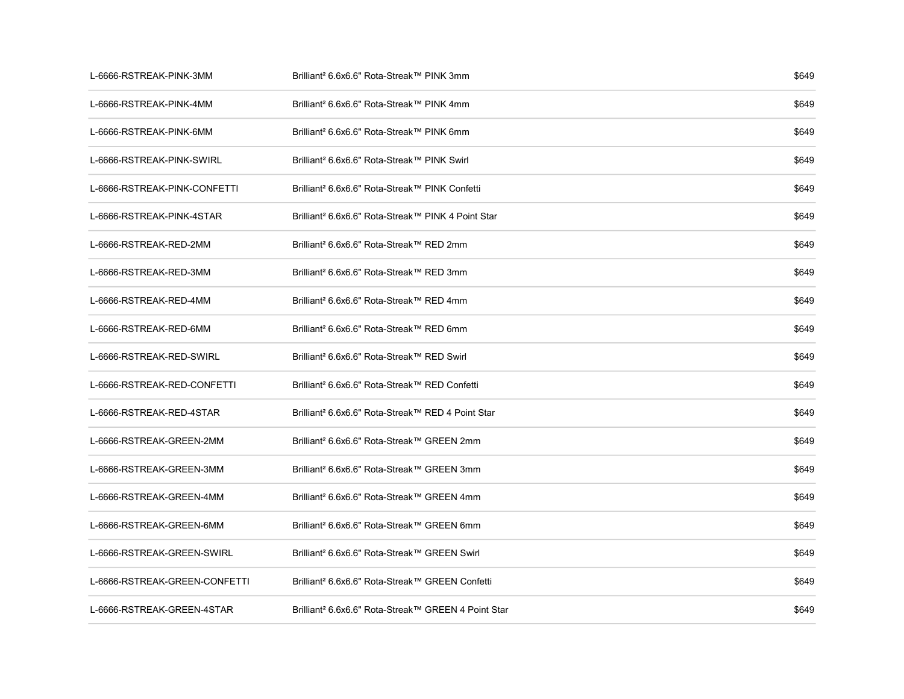| | | |
|---|---|---|
| L-6666-RSTREAK-PINK-3MM | Brilliant² 6.6x6.6" Rota-Streak™ PINK 3mm | $649 |
| L-6666-RSTREAK-PINK-4MM | Brilliant² 6.6x6.6" Rota-Streak™ PINK 4mm | $649 |
| L-6666-RSTREAK-PINK-6MM | Brilliant² 6.6x6.6" Rota-Streak™ PINK 6mm | $649 |
| L-6666-RSTREAK-PINK-SWIRL | Brilliant² 6.6x6.6" Rota-Streak™ PINK Swirl | $649 |
| L-6666-RSTREAK-PINK-CONFETTI | Brilliant² 6.6x6.6" Rota-Streak™ PINK Confetti | $649 |
| L-6666-RSTREAK-PINK-4STAR | Brilliant² 6.6x6.6" Rota-Streak™ PINK 4 Point Star | $649 |
| L-6666-RSTREAK-RED-2MM | Brilliant² 6.6x6.6" Rota-Streak™ RED 2mm | $649 |
| L-6666-RSTREAK-RED-3MM | Brilliant² 6.6x6.6" Rota-Streak™ RED 3mm | $649 |
| L-6666-RSTREAK-RED-4MM | Brilliant² 6.6x6.6" Rota-Streak™ RED 4mm | $649 |
| L-6666-RSTREAK-RED-6MM | Brilliant² 6.6x6.6" Rota-Streak™ RED 6mm | $649 |
| L-6666-RSTREAK-RED-SWIRL | Brilliant² 6.6x6.6" Rota-Streak™ RED Swirl | $649 |
| L-6666-RSTREAK-RED-CONFETTI | Brilliant² 6.6x6.6" Rota-Streak™ RED Confetti | $649 |
| L-6666-RSTREAK-RED-4STAR | Brilliant² 6.6x6.6" Rota-Streak™ RED 4 Point Star | $649 |
| L-6666-RSTREAK-GREEN-2MM | Brilliant² 6.6x6.6" Rota-Streak™ GREEN 2mm | $649 |
| L-6666-RSTREAK-GREEN-3MM | Brilliant² 6.6x6.6" Rota-Streak™ GREEN 3mm | $649 |
| L-6666-RSTREAK-GREEN-4MM | Brilliant² 6.6x6.6" Rota-Streak™ GREEN 4mm | $649 |
| L-6666-RSTREAK-GREEN-6MM | Brilliant² 6.6x6.6" Rota-Streak™ GREEN 6mm | $649 |
| L-6666-RSTREAK-GREEN-SWIRL | Brilliant² 6.6x6.6" Rota-Streak™ GREEN Swirl | $649 |
| L-6666-RSTREAK-GREEN-CONFETTI | Brilliant² 6.6x6.6" Rota-Streak™ GREEN Confetti | $649 |
| L-6666-RSTREAK-GREEN-4STAR | Brilliant² 6.6x6.6" Rota-Streak™ GREEN 4 Point Star | $649 |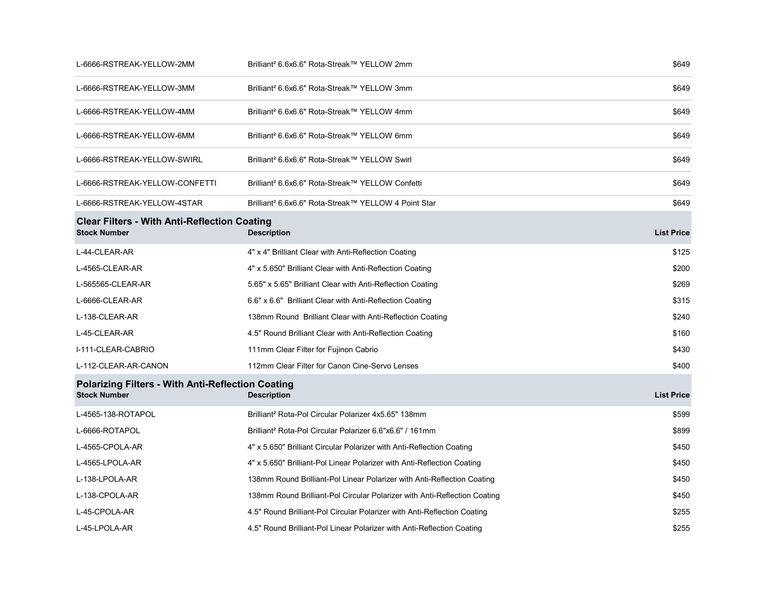| L-6666-RSTREAK-YELLOW-2MM | Brilliant² 6.6x6.6" Rota-Streak™ YELLOW 2mm | $649 |
|---|---|---|
| L-6666-RSTREAK-YELLOW-3MM | Brilliant² 6.6x6.6" Rota-Streak™ YELLOW 3mm | $649 |
| L-6666-RSTREAK-YELLOW-4MM | Brilliant² 6.6x6.6" Rota-Streak™ YELLOW 4mm | $649 |
| L-6666-RSTREAK-YELLOW-6MM | Brilliant² 6.6x6.6" Rota-Streak™ YELLOW 6mm | $649 |
| L-6666-RSTREAK-YELLOW-SWIRL | Brilliant² 6.6x6.6" Rota-Streak™ YELLOW Swirl | $649 |
| L-6666-RSTREAK-YELLOW-CONFETTI | Brilliant² 6.6x6.6" Rota-Streak™ YELLOW Confetti | $649 |
| L-6666-RSTREAK-YELLOW-4STAR | Brilliant² 6.6x6.6" Rota-Streak™ YELLOW 4 Point Star | $649 |

## Clear Filters - With Anti-Reflection Coating

| Stock Number | Description | List Price |
|---|---|---|
| L-44-CLEAR-AR | 4" x 4" Brilliant Clear with Anti-Reflection Coating | $125 |
| L-4565-CLEAR-AR | 4" x 5.650" Brilliant Clear with Anti-Reflection Coating | $200 |
| L-565565-CLEAR-AR | 5.65" x 5.65" Brilliant Clear with Anti-Reflection Coating | $269 |
| L-6666-CLEAR-AR | 6.6" x 6.6" Brilliant Clear with Anti-Reflection Coating | $315 |
| L-138-CLEAR-AR | 138mm Round Brilliant Clear with Anti-Reflection Coating | $240 |
| L-45-CLEAR-AR | 4.5" Round Brilliant Clear with Anti-Reflection Coating | $160 |
| l-111-CLEAR-CABRIO | 111mm Clear Filter for Fujinon Cabrio | $430 |
| L-112-CLEAR-AR-CANON | 112mm Clear Filter for Canon Cine-Servo Lenses | $400 |

## Polarizing Filters - With Anti-Reflection Coating

| Stock Number | Description | List Price |
|---|---|---|
| L-4565-138-ROTAPOL | Brilliant² Rota-Pol Circular Polarizer 4x5.65" 138mm | $599 |
| L-6666-ROTAPOL | Brilliant² Rota-Pol Circular Polarizer 6.6"x6.6" / 161mm | $899 |
| L-4565-CPOLA-AR | 4" x 5.650" Brilliant Circular Polarizer with Anti-Reflection Coating | $450 |
| L-4565-LPOLA-AR | 4" x 5.650" Brilliant-Pol Linear Polarizer with Anti-Reflection Coating | $450 |
| L-138-LPOLA-AR | 138mm Round Brilliant-Pol Linear Polarizer with Anti-Reflection Coating | $450 |
| L-138-CPOLA-AR | 138mm Round Brilliant-Pol Circular Polarizer with Anti-Reflection Coating | $450 |
| L-45-CPOLA-AR | 4.5" Round Brilliant-Pol Circular Polarizer with Anti-Reflection Coating | $255 |
| L-45-LPOLA-AR | 4.5" Round Brilliant-Pol Linear Polarizer with Anti-Reflection Coating | $255 |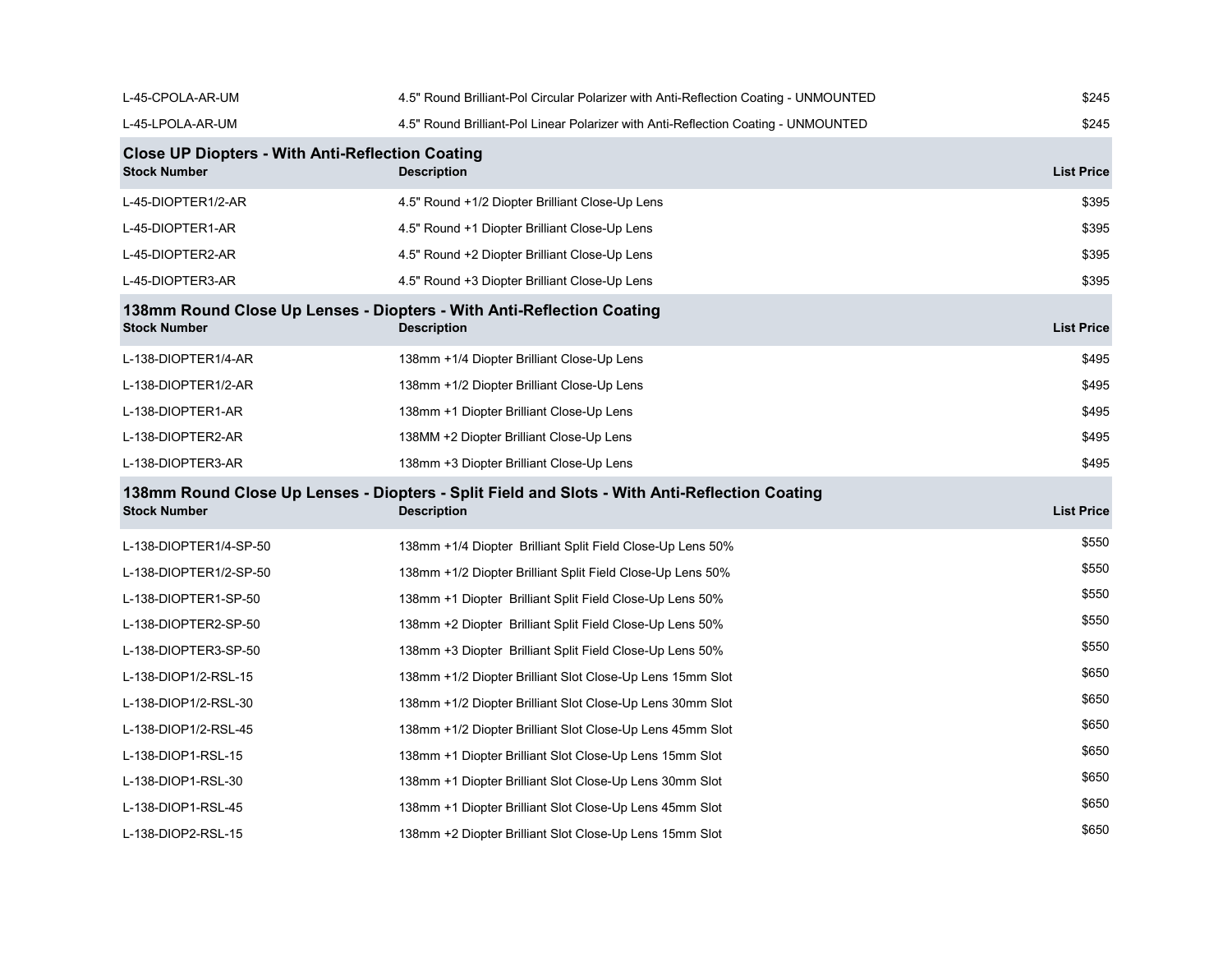| | | |
|---|---|---|
| L-45-CPOLA-AR-UM | 4.5" Round Brilliant-Pol Circular Polarizer with Anti-Reflection Coating - UNMOUNTED | $245 |
| L-45-LPOLA-AR-UM | 4.5" Round Brilliant-Pol Linear Polarizer with Anti-Reflection Coating - UNMOUNTED | $245 |

## Close UP Diopters - With Anti-Reflection Coating

| Stock Number | Description | List Price |
|---|---|---|
| L-45-DIOPTER1/2-AR | 4.5" Round +1/2 Diopter Brilliant Close-Up Lens | $395 |
| L-45-DIOPTER1-AR | 4.5" Round +1 Diopter Brilliant Close-Up Lens | $395 |
| L-45-DIOPTER2-AR | 4.5" Round +2 Diopter Brilliant Close-Up Lens | $395 |
| L-45-DIOPTER3-AR | 4.5" Round +3 Diopter Brilliant Close-Up Lens | $395 |

## 138mm Round Close Up Lenses - Diopters - With Anti-Reflection Coating

| Stock Number | Description | List Price |
|---|---|---|
| L-138-DIOPTER1/4-AR | 138mm +1/4 Diopter Brilliant Close-Up Lens | $495 |
| L-138-DIOPTER1/2-AR | 138mm +1/2 Diopter Brilliant Close-Up Lens | $495 |
| L-138-DIOPTER1-AR | 138mm +1 Diopter Brilliant Close-Up Lens | $495 |
| L-138-DIOPTER2-AR | 138MM +2 Diopter Brilliant Close-Up Lens | $495 |
| L-138-DIOPTER3-AR | 138mm +3 Diopter Brilliant Close-Up Lens | $495 |

## 138mm Round Close Up Lenses - Diopters - Split Field and Slots - With Anti-Reflection Coating

| Stock Number | Description | List Price |
|---|---|---|
| L-138-DIOPTER1/4-SP-50 | 138mm +1/4 Diopter Brilliant Split Field Close-Up Lens 50% | $550 |
| L-138-DIOPTER1/2-SP-50 | 138mm +1/2 Diopter Brilliant Split Field Close-Up Lens 50% | $550 |
| L-138-DIOPTER1-SP-50 | 138mm +1 Diopter Brilliant Split Field Close-Up Lens 50% | $550 |
| L-138-DIOPTER2-SP-50 | 138mm +2 Diopter Brilliant Split Field Close-Up Lens 50% | $550 |
| L-138-DIOPTER3-SP-50 | 138mm +3 Diopter Brilliant Split Field Close-Up Lens 50% | $550 |
| L-138-DIOP1/2-RSL-15 | 138mm +1/2 Diopter Brilliant Slot Close-Up Lens 15mm Slot | $650 |
| L-138-DIOP1/2-RSL-30 | 138mm +1/2 Diopter Brilliant Slot Close-Up Lens 30mm Slot | $650 |
| L-138-DIOP1/2-RSL-45 | 138mm +1/2 Diopter Brilliant Slot Close-Up Lens 45mm Slot | $650 |
| L-138-DIOP1-RSL-15 | 138mm +1 Diopter Brilliant Slot Close-Up Lens 15mm Slot | $650 |
| L-138-DIOP1-RSL-30 | 138mm +1 Diopter Brilliant Slot Close-Up Lens 30mm Slot | $650 |
| L-138-DIOP1-RSL-45 | 138mm +1 Diopter Brilliant Slot Close-Up Lens 45mm Slot | $650 |
| L-138-DIOP2-RSL-15 | 138mm +2 Diopter Brilliant Slot Close-Up Lens 15mm Slot | $650 |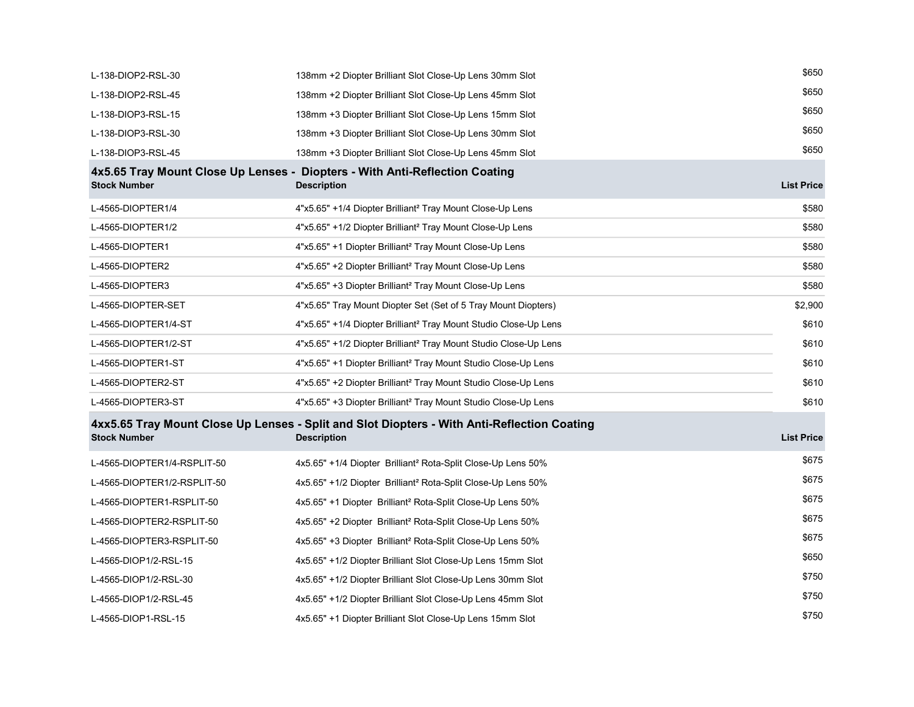| | | |
|---|---|---|
| L-138-DIOP2-RSL-30 | 138mm +2 Diopter Brilliant Slot Close-Up Lens 30mm Slot | $650 |
| L-138-DIOP2-RSL-45 | 138mm +2 Diopter Brilliant Slot Close-Up Lens 45mm Slot | $650 |
| L-138-DIOP3-RSL-15 | 138mm +3 Diopter Brilliant Slot Close-Up Lens 15mm Slot | $650 |
| L-138-DIOP3-RSL-30 | 138mm +3 Diopter Brilliant Slot Close-Up Lens 30mm Slot | $650 |
| L-138-DIOP3-RSL-45 | 138mm +3 Diopter Brilliant Slot Close-Up Lens 45mm Slot | $650 |

## 4x5.65 Tray Mount Close Up Lenses - Diopters - With Anti-Reflection Coating

| Stock Number | Description | List Price |
|---|---|---|
| L-4565-DIOPTER1/4 | 4"x5.65" +1/4 Diopter Brilliant² Tray Mount Close-Up Lens | $580 |
| L-4565-DIOPTER1/2 | 4"x5.65" +1/2 Diopter Brilliant² Tray Mount Close-Up Lens | $580 |
| L-4565-DIOPTER1 | 4"x5.65" +1 Diopter Brilliant² Tray Mount Close-Up Lens | $580 |
| L-4565-DIOPTER2 | 4"x5.65" +2 Diopter Brilliant² Tray Mount Close-Up Lens | $580 |
| L-4565-DIOPTER3 | 4"x5.65" +3 Diopter Brilliant² Tray Mount Close-Up Lens | $580 |
| L-4565-DIOPTER-SET | 4"x5.65" Tray Mount Diopter Set (Set of 5 Tray Mount Diopters) | $2,900 |
| L-4565-DIOPTER1/4-ST | 4"x5.65" +1/4 Diopter Brilliant² Tray Mount Studio Close-Up Lens | $610 |
| L-4565-DIOPTER1/2-ST | 4"x5.65" +1/2 Diopter Brilliant² Tray Mount Studio Close-Up Lens | $610 |
| L-4565-DIOPTER1-ST | 4"x5.65" +1 Diopter Brilliant² Tray Mount Studio Close-Up Lens | $610 |
| L-4565-DIOPTER2-ST | 4"x5.65" +2 Diopter Brilliant² Tray Mount Studio Close-Up Lens | $610 |
| L-4565-DIOPTER3-ST | 4"x5.65" +3 Diopter Brilliant² Tray Mount Studio Close-Up Lens | $610 |

## 4xx5.65 Tray Mount Close Up Lenses - Split and Slot Diopters - With Anti-Reflection Coating

| Stock Number | Description | List Price |
|---|---|---|
| L-4565-DIOPTER1/4-RSPLIT-50 | 4x5.65" +1/4 Diopter Brilliant² Rota-Split Close-Up Lens 50% | $675 |
| L-4565-DIOPTER1/2-RSPLIT-50 | 4x5.65" +1/2 Diopter Brilliant² Rota-Split Close-Up Lens 50% | $675 |
| L-4565-DIOPTER1-RSPLIT-50 | 4x5.65" +1 Diopter Brilliant² Rota-Split Close-Up Lens 50% | $675 |
| L-4565-DIOPTER2-RSPLIT-50 | 4x5.65" +2 Diopter Brilliant² Rota-Split Close-Up Lens 50% | $675 |
| L-4565-DIOPTER3-RSPLIT-50 | 4x5.65" +3 Diopter Brilliant² Rota-Split Close-Up Lens 50% | $675 |
| L-4565-DIOP1/2-RSL-15 | 4x5.65" +1/2 Diopter Brilliant Slot Close-Up Lens 15mm Slot | $650 |
| L-4565-DIOP1/2-RSL-30 | 4x5.65" +1/2 Diopter Brilliant Slot Close-Up Lens 30mm Slot | $750 |
| L-4565-DIOP1/2-RSL-45 | 4x5.65" +1/2 Diopter Brilliant Slot Close-Up Lens 45mm Slot | $750 |
| L-4565-DIOP1-RSL-15 | 4x5.65" +1 Diopter Brilliant Slot Close-Up Lens 15mm Slot | $750 |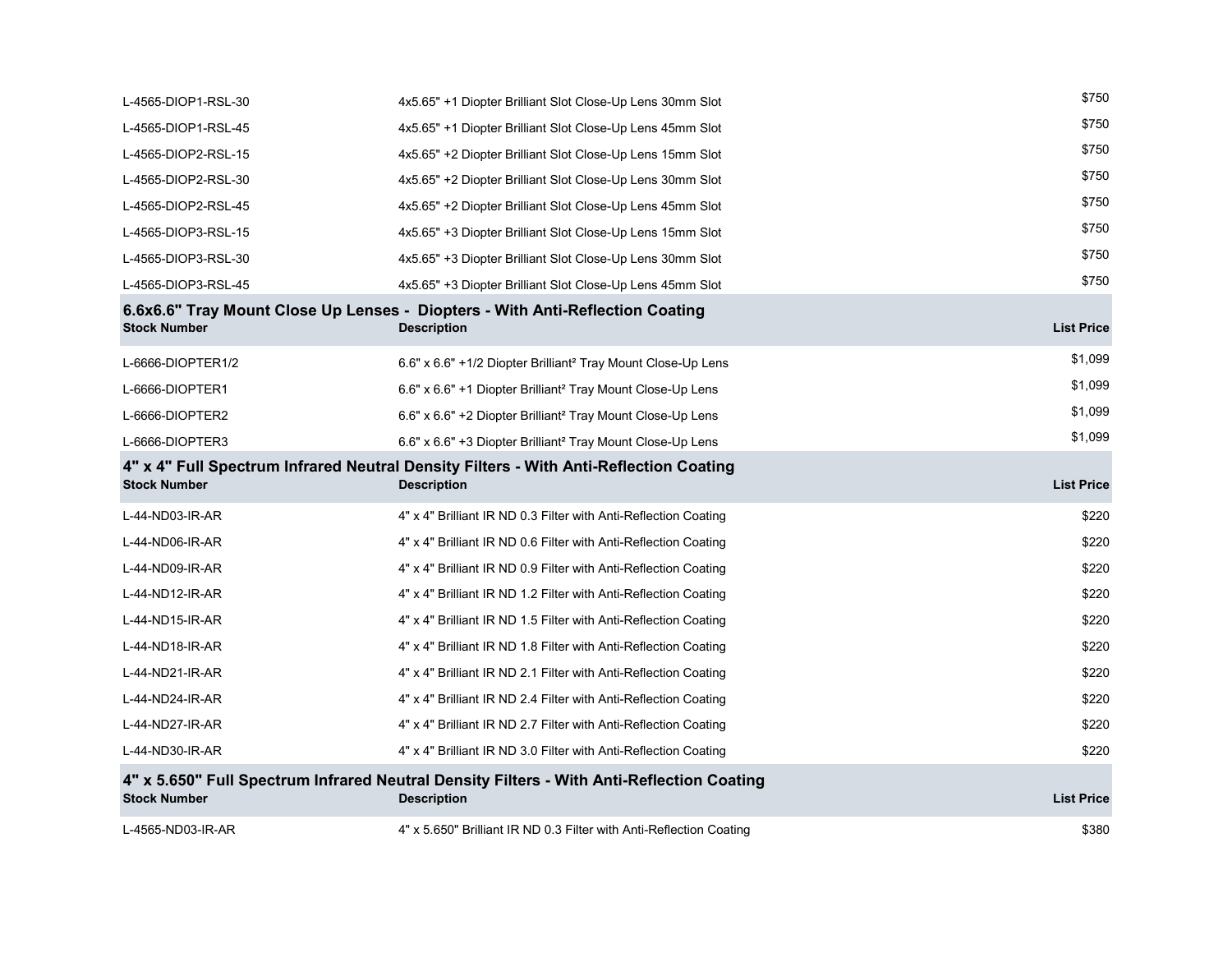| | | |
|---|---|---|
| L-4565-DIOP1-RSL-30 | 4x5.65" +1 Diopter Brilliant Slot Close-Up Lens 30mm Slot | $750 |
| L-4565-DIOP1-RSL-45 | 4x5.65" +1 Diopter Brilliant Slot Close-Up Lens 45mm Slot | $750 |
| L-4565-DIOP2-RSL-15 | 4x5.65" +2 Diopter Brilliant Slot Close-Up Lens 15mm Slot | $750 |
| L-4565-DIOP2-RSL-30 | 4x5.65" +2 Diopter Brilliant Slot Close-Up Lens 30mm Slot | $750 |
| L-4565-DIOP2-RSL-45 | 4x5.65" +2 Diopter Brilliant Slot Close-Up Lens 45mm Slot | $750 |
| L-4565-DIOP3-RSL-15 | 4x5.65" +3 Diopter Brilliant Slot Close-Up Lens 15mm Slot | $750 |
| L-4565-DIOP3-RSL-30 | 4x5.65" +3 Diopter Brilliant Slot Close-Up Lens 30mm Slot | $750 |
| L-4565-DIOP3-RSL-45 | 4x5.65" +3 Diopter Brilliant Slot Close-Up Lens 45mm Slot | $750 |

## 6.6x6.6" Tray Mount Close Up Lenses - Diopters - With Anti-Reflection Coating

| Stock Number | Description | List Price |
|---|---|---|
| L-6666-DIOPTER1/2 | 6.6" x 6.6" +1/2 Diopter Brilliant² Tray Mount Close-Up Lens | $1,099 |
| L-6666-DIOPTER1 | 6.6" x 6.6" +1 Diopter Brilliant² Tray Mount Close-Up Lens | $1,099 |
| L-6666-DIOPTER2 | 6.6" x 6.6" +2 Diopter Brilliant² Tray Mount Close-Up Lens | $1,099 |
| L-6666-DIOPTER3 | 6.6" x 6.6" +3 Diopter Brilliant² Tray Mount Close-Up Lens | $1,099 |

## 4" x 4" Full Spectrum Infrared Neutral Density Filters - With Anti-Reflection Coating

| Stock Number | Description | List Price |
|---|---|---|
| L-44-ND03-IR-AR | 4" x 4" Brilliant IR ND 0.3 Filter with Anti-Reflection Coating | $220 |
| L-44-ND06-IR-AR | 4" x 4" Brilliant IR ND 0.6 Filter with Anti-Reflection Coating | $220 |
| L-44-ND09-IR-AR | 4" x 4" Brilliant IR ND 0.9 Filter with Anti-Reflection Coating | $220 |
| L-44-ND12-IR-AR | 4" x 4" Brilliant IR ND 1.2 Filter with Anti-Reflection Coating | $220 |
| L-44-ND15-IR-AR | 4" x 4" Brilliant IR ND 1.5 Filter with Anti-Reflection Coating | $220 |
| L-44-ND18-IR-AR | 4" x 4" Brilliant IR ND 1.8 Filter with Anti-Reflection Coating | $220 |
| L-44-ND21-IR-AR | 4" x 4" Brilliant IR ND 2.1 Filter with Anti-Reflection Coating | $220 |
| L-44-ND24-IR-AR | 4" x 4" Brilliant IR ND 2.4 Filter with Anti-Reflection Coating | $220 |
| L-44-ND27-IR-AR | 4" x 4" Brilliant IR ND 2.7 Filter with Anti-Reflection Coating | $220 |
| L-44-ND30-IR-AR | 4" x 4" Brilliant IR ND 3.0 Filter with Anti-Reflection Coating | $220 |

## 4" x 5.650" Full Spectrum Infrared Neutral Density Filters - With Anti-Reflection Coating

| Stock Number | Description | List Price |
|---|---|---|
| L-4565-ND03-IR-AR | 4" x 5.650" Brilliant IR ND 0.3 Filter with Anti-Reflection Coating | $380 |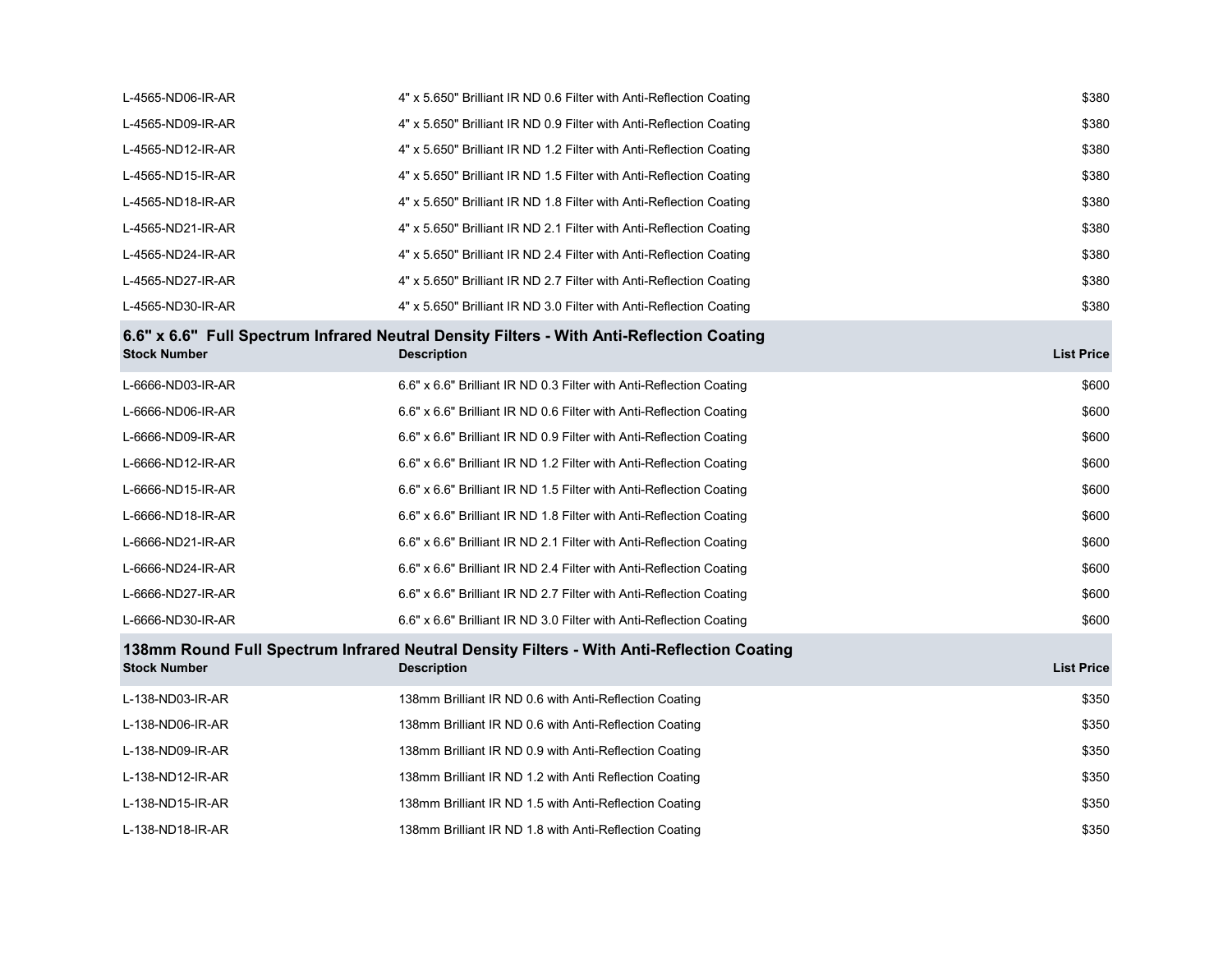| Stock Number | Description | List Price |
|---|---|---|
| L-4565-ND06-IR-AR | 4" x 5.650" Brilliant IR ND 0.6 Filter with Anti-Reflection Coating | $380 |
| L-4565-ND09-IR-AR | 4" x 5.650" Brilliant IR ND 0.9 Filter with Anti-Reflection Coating | $380 |
| L-4565-ND12-IR-AR | 4" x 5.650" Brilliant IR ND 1.2 Filter with Anti-Reflection Coating | $380 |
| L-4565-ND15-IR-AR | 4" x 5.650" Brilliant IR ND 1.5 Filter with Anti-Reflection Coating | $380 |
| L-4565-ND18-IR-AR | 4" x 5.650" Brilliant IR ND 1.8 Filter with Anti-Reflection Coating | $380 |
| L-4565-ND21-IR-AR | 4" x 5.650" Brilliant IR ND 2.1 Filter with Anti-Reflection Coating | $380 |
| L-4565-ND24-IR-AR | 4" x 5.650" Brilliant IR ND 2.4 Filter with Anti-Reflection Coating | $380 |
| L-4565-ND27-IR-AR | 4" x 5.650" Brilliant IR ND 2.7 Filter with Anti-Reflection Coating | $380 |
| L-4565-ND30-IR-AR | 4" x 5.650" Brilliant IR ND 3.0 Filter with Anti-Reflection Coating | $380 |

## 6.6" x 6.6" Full Spectrum Infrared Neutral Density Filters - With Anti-Reflection Coating

| Stock Number | Description | List Price |
|---|---|---|
| L-6666-ND03-IR-AR | 6.6" x 6.6" Brilliant IR ND 0.3 Filter with Anti-Reflection Coating | $600 |
| L-6666-ND06-IR-AR | 6.6" x 6.6" Brilliant IR ND 0.6 Filter with Anti-Reflection Coating | $600 |
| L-6666-ND09-IR-AR | 6.6" x 6.6" Brilliant IR ND 0.9 Filter with Anti-Reflection Coating | $600 |
| L-6666-ND12-IR-AR | 6.6" x 6.6" Brilliant IR ND 1.2 Filter with Anti-Reflection Coating | $600 |
| L-6666-ND15-IR-AR | 6.6" x 6.6" Brilliant IR ND 1.5 Filter with Anti-Reflection Coating | $600 |
| L-6666-ND18-IR-AR | 6.6" x 6.6" Brilliant IR ND 1.8 Filter with Anti-Reflection Coating | $600 |
| L-6666-ND21-IR-AR | 6.6" x 6.6" Brilliant IR ND 2.1 Filter with Anti-Reflection Coating | $600 |
| L-6666-ND24-IR-AR | 6.6" x 6.6" Brilliant IR ND 2.4 Filter with Anti-Reflection Coating | $600 |
| L-6666-ND27-IR-AR | 6.6" x 6.6" Brilliant IR ND 2.7 Filter with Anti-Reflection Coating | $600 |
| L-6666-ND30-IR-AR | 6.6" x 6.6" Brilliant IR ND 3.0 Filter with Anti-Reflection Coating | $600 |

## 138mm Round Full Spectrum Infrared Neutral Density Filters - With Anti-Reflection Coating

| Stock Number | Description | List Price |
|---|---|---|
| L-138-ND03-IR-AR | 138mm Brilliant IR ND 0.6 with Anti-Reflection Coating | $350 |
| L-138-ND06-IR-AR | 138mm Brilliant IR ND 0.6 with Anti-Reflection Coating | $350 |
| L-138-ND09-IR-AR | 138mm Brilliant IR ND 0.9 with Anti-Reflection Coating | $350 |
| L-138-ND12-IR-AR | 138mm Brilliant IR ND 1.2 with Anti Reflection Coating | $350 |
| L-138-ND15-IR-AR | 138mm Brilliant IR ND 1.5 with Anti-Reflection Coating | $350 |
| L-138-ND18-IR-AR | 138mm Brilliant IR ND 1.8 with Anti-Reflection Coating | $350 |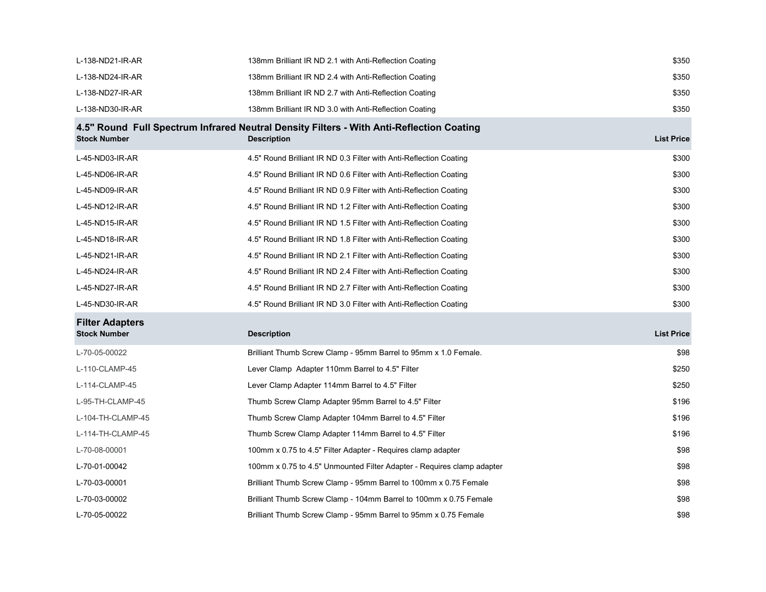| | | |
|---|---|---|
| L-138-ND21-IR-AR | 138mm Brilliant IR ND 2.1 with Anti-Reflection Coating | $350 |
| L-138-ND24-IR-AR | 138mm Brilliant IR ND 2.4 with Anti-Reflection Coating | $350 |
| L-138-ND27-IR-AR | 138mm Brilliant IR ND 2.7 with Anti-Reflection Coating | $350 |
| L-138-ND30-IR-AR | 138mm Brilliant IR ND 3.0 with Anti-Reflection Coating | $350 |

## 4.5" Round Full Spectrum Infrared Neutral Density Filters - With Anti-Reflection Coating

| Stock Number | Description | List Price |
|---|---|---|
| L-45-ND03-IR-AR | 4.5" Round Brilliant IR ND 0.3 Filter with Anti-Reflection Coating | $300 |
| L-45-ND06-IR-AR | 4.5" Round Brilliant IR ND 0.6 Filter with Anti-Reflection Coating | $300 |
| L-45-ND09-IR-AR | 4.5" Round Brilliant IR ND 0.9 Filter with Anti-Reflection Coating | $300 |
| L-45-ND12-IR-AR | 4.5" Round Brilliant IR ND 1.2 Filter with Anti-Reflection Coating | $300 |
| L-45-ND15-IR-AR | 4.5" Round Brilliant IR ND 1.5 Filter with Anti-Reflection Coating | $300 |
| L-45-ND18-IR-AR | 4.5" Round Brilliant IR ND 1.8 Filter with Anti-Reflection Coating | $300 |
| L-45-ND21-IR-AR | 4.5" Round Brilliant IR ND 2.1 Filter with Anti-Reflection Coating | $300 |
| L-45-ND24-IR-AR | 4.5" Round Brilliant IR ND 2.4 Filter with Anti-Reflection Coating | $300 |
| L-45-ND27-IR-AR | 4.5" Round Brilliant IR ND 2.7 Filter with Anti-Reflection Coating | $300 |
| L-45-ND30-IR-AR | 4.5" Round Brilliant IR ND 3.0 Filter with Anti-Reflection Coating | $300 |

## Filter Adapters

| Stock Number | Description | List Price |
|---|---|---|
| L-70-05-00022 | Brilliant Thumb Screw Clamp - 95mm Barrel to 95mm x 1.0 Female. | $98 |
| L-110-CLAMP-45 | Lever Clamp Adapter 110mm Barrel to 4.5" Filter | $250 |
| L-114-CLAMP-45 | Lever Clamp Adapter 114mm Barrel to 4.5" Filter | $250 |
| L-95-TH-CLAMP-45 | Thumb Screw Clamp Adapter 95mm Barrel to 4.5" Filter | $196 |
| L-104-TH-CLAMP-45 | Thumb Screw Clamp Adapter 104mm Barrel to 4.5" Filter | $196 |
| L-114-TH-CLAMP-45 | Thumb Screw Clamp Adapter 114mm Barrel to 4.5" Filter | $196 |
| L-70-08-00001 | 100mm x 0.75 to 4.5" Filter Adapter - Requires clamp adapter | $98 |
| L-70-01-00042 | 100mm x 0.75 to 4.5" Unmounted Filter Adapter - Requires clamp adapter | $98 |
| L-70-03-00001 | Brilliant Thumb Screw Clamp - 95mm Barrel to 100mm x 0.75 Female | $98 |
| L-70-03-00002 | Brilliant Thumb Screw Clamp - 104mm Barrel to 100mm x 0.75 Female | $98 |
| L-70-05-00022 | Brilliant Thumb Screw Clamp - 95mm Barrel to 95mm x 0.75 Female | $98 |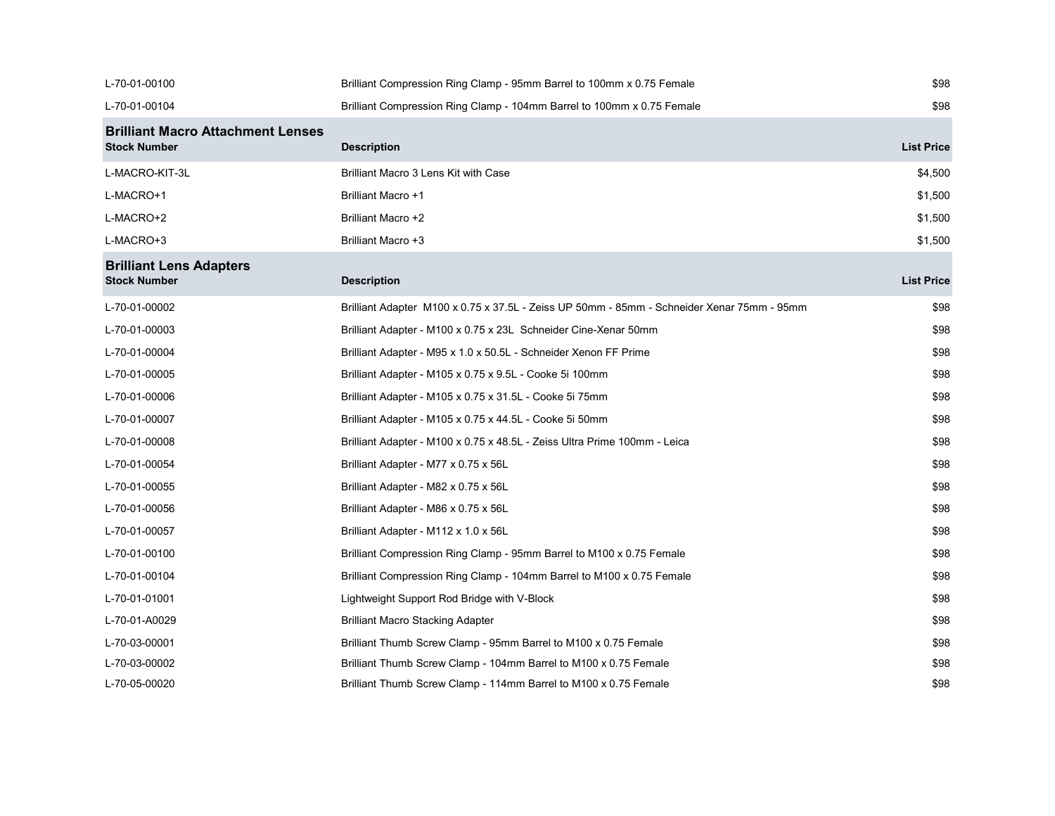| | | |
|---|---|---|
| L-70-01-00100 | Brilliant Compression Ring Clamp - 95mm Barrel to 100mm x 0.75 Female | $98 |
| L-70-01-00104 | Brilliant Compression Ring Clamp - 104mm Barrel to 100mm x 0.75 Female | $98 |

## Brilliant Macro Attachment Lenses

| Stock Number | Description | List Price |
|---|---|---|
| L-MACRO-KIT-3L | Brilliant Macro 3 Lens Kit with Case | $4,500 |
| L-MACRO+1 | Brilliant Macro +1 | $1,500 |
| L-MACRO+2 | Brilliant Macro +2 | $1,500 |
| L-MACRO+3 | Brilliant Macro +3 | $1,500 |

## Brilliant Lens Adapters

| Stock Number | Description | List Price |
|---|---|---|
| L-70-01-00002 | Brilliant Adapter M100 x 0.75 x 37.5L - Zeiss UP 50mm - 85mm - Schneider Xenar 75mm - 95mm | $98 |
| L-70-01-00003 | Brilliant Adapter - M100 x 0.75 x 23L Schneider Cine-Xenar 50mm | $98 |
| L-70-01-00004 | Brilliant Adapter - M95 x 1.0 x 50.5L - Schneider Xenon FF Prime | $98 |
| L-70-01-00005 | Brilliant Adapter - M105 x 0.75 x 9.5L - Cooke 5i 100mm | $98 |
| L-70-01-00006 | Brilliant Adapter - M105 x 0.75 x 31.5L - Cooke 5i 75mm | $98 |
| L-70-01-00007 | Brilliant Adapter - M105 x 0.75 x 44.5L - Cooke 5i 50mm | $98 |
| L-70-01-00008 | Brilliant Adapter - M100 x 0.75 x 48.5L - Zeiss Ultra Prime 100mm - Leica | $98 |
| L-70-01-00054 | Brilliant Adapter - M77 x 0.75 x 56L | $98 |
| L-70-01-00055 | Brilliant Adapter - M82 x 0.75 x 56L | $98 |
| L-70-01-00056 | Brilliant Adapter - M86 x 0.75 x 56L | $98 |
| L-70-01-00057 | Brilliant Adapter - M112 x 1.0 x 56L | $98 |
| L-70-01-00100 | Brilliant Compression Ring Clamp - 95mm Barrel to M100 x 0.75 Female | $98 |
| L-70-01-00104 | Brilliant Compression Ring Clamp - 104mm Barrel to M100 x 0.75 Female | $98 |
| L-70-01-01001 | Lightweight Support Rod Bridge with V-Block | $98 |
| L-70-01-A0029 | Brilliant Macro Stacking Adapter | $98 |
| L-70-03-00001 | Brilliant Thumb Screw Clamp - 95mm Barrel to M100 x 0.75 Female | $98 |
| L-70-03-00002 | Brilliant Thumb Screw Clamp - 104mm Barrel to M100 x 0.75 Female | $98 |
| L-70-05-00020 | Brilliant Thumb Screw Clamp - 114mm Barrel to M100 x 0.75 Female | $98 |